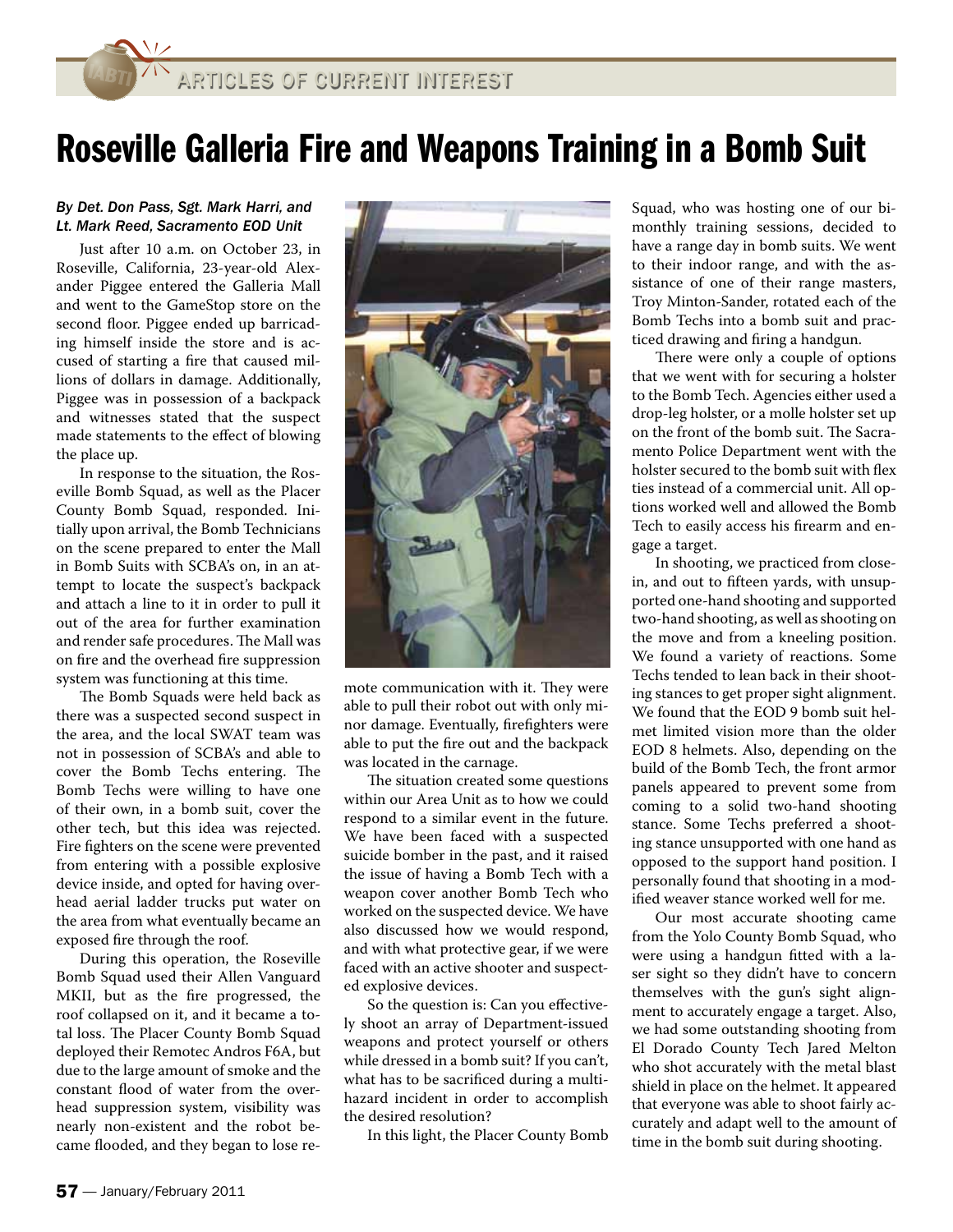# Roseville Galleria Fire and Weapons Training in a Bomb Suit

*By Det. Don Pass, Sgt. Mark Harri, and Lt. Mark Reed, Sacramento EOD Unit*

Just after 10 a.m. on October 23, in Roseville, California, 23-year-old Alexander Piggee entered the Galleria Mall and went to the GameStop store on the second floor. Piggee ended up barricading himself inside the store and is accused of starting a fire that caused millions of dollars in damage. Additionally, Piggee was in possession of a backpack and witnesses stated that the suspect made statements to the effect of blowing the place up.

In response to the situation, the Roseville Bomb Squad, as well as the Placer County Bomb Squad, responded. Initially upon arrival, the Bomb Technicians on the scene prepared to enter the Mall in Bomb Suits with SCBA's on, in an attempt to locate the suspect's backpack and attach a line to it in order to pull it out of the area for further examination and render safe procedures. The Mall was on fire and the overhead fire suppression system was functioning at this time.

The Bomb Squads were held back as there was a suspected second suspect in the area, and the local SWAT team was not in possession of SCBA's and able to cover the Bomb Techs entering. The Bomb Techs were willing to have one of their own, in a bomb suit, cover the other tech, but this idea was rejected. Fire fighters on the scene were prevented from entering with a possible explosive device inside, and opted for having overhead aerial ladder trucks put water on the area from what eventually became an exposed fire through the roof.

During this operation, the Roseville Bomb Squad used their Allen Vanguard MKII, but as the fire progressed, the roof collapsed on it, and it became a total loss. The Placer County Bomb Squad deployed their Remotec Andros F6A, but due to the large amount of smoke and the constant flood of water from the overhead suppression system, visibility was nearly non-existent and the robot became flooded, and they began to lose remote communication with it. They were able to pull their robot out with only minor damage. Eventually, firefighters were able to put the fire out and the backpack was located in the carnage.

The situation created some questions within our Area Unit as to how we could respond to a similar event in the future. We have been faced with a suspected suicide bomber in the past, and it raised the issue of having a Bomb Tech with a weapon cover another Bomb Tech who worked on the suspected device. We have also discussed how we would respond, and with what protective gear, if we were faced with an active shooter and suspected explosive devices.

So the question is: Can you effectively shoot an array of Department-issued weapons and protect yourself or others while dressed in a bomb suit? If you can't, what has to be sacrificed during a multi-hazard incident in order to accomplish the desired resolution?

In this light, the Placer County Bomb Squad, who was hosting one of our bi-monthly training sessions, decided to have a range day in bomb suits. We went to their indoor range, and with the assistance of one of their range masters, Troy Minton-Sander, rotated each of the Bomb Techs into a bomb suit and practiced drawing and firing a handgun.

There were only a couple of options that we went with for securing a holster to the Bomb Tech. Agencies either used a drop-leg holster, or a molle holster set up on the front of the bomb suit. The Sacramento Police Department went with the holster secured to the bomb suit with flex ties instead of a commercial unit. All options worked well and allowed the Bomb Tech to easily access his firearm and engage a target.

In shooting, we practiced from close-in, and out to fifteen yards, with unsupported one-hand shooting and supported two-hand shooting, as well as shooting on the move and from a kneeling position. We found a variety of reactions. Some Techs tended to lean back in their shooting stances to get proper sight alignment. We found that the EOD 9 bomb suit helmet limited vision more than the older EOD 8 helmets. Also, depending on the build of the Bomb Tech, the front armor panels appeared to prevent some from coming to a solid two-hand shooting stance. Some Techs preferred a shooting stance unsupported with one hand as opposed to the support hand position. I personally found that shooting in a modified weaver stance worked well for me.

Our most accurate shooting came from the Yolo County Bomb Squad, who were using a handgun fitted with a laser sight so they didn't have to concern themselves with the gun's sight alignment to accurately engage a target. Also, we had some outstanding shooting from El Dorado County Tech Jared Melton who shot accurately with the metal blast shield in place on the helmet. It appeared that everyone was able to shoot fairly accurately and adapt well to the amount of time in the bomb suit during shooting.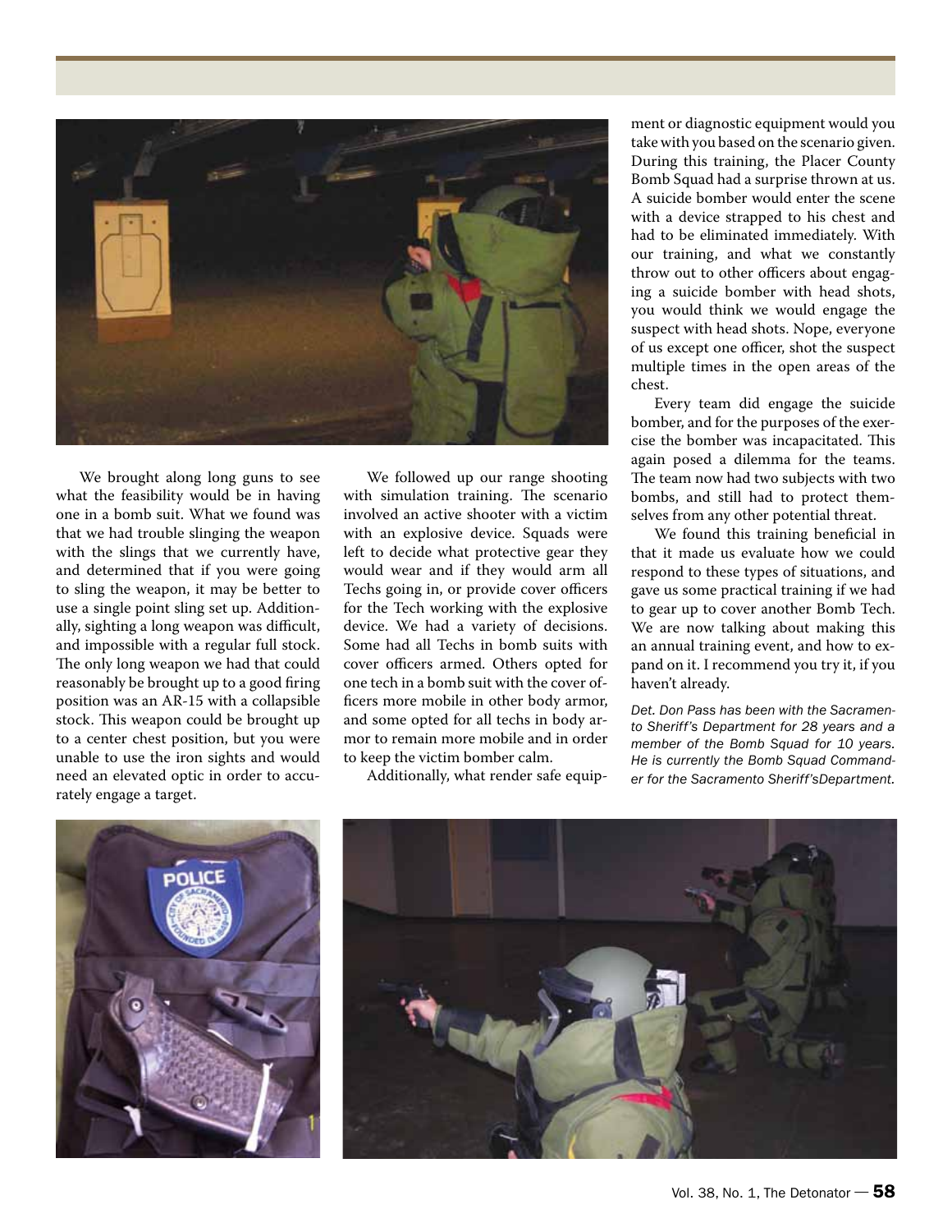We brought along long guns to see what the feasibility would be in having one in a bomb suit. What we found was that we had trouble slinging the weapon with the slings that we currently have, and determined that if you were going to sling the weapon, it may be better to use a single point sling set up. Additionally, sighting a long weapon was difficult, and impossible with a regular full stock. The only long weapon we had that could reasonably be brought up to a good firing position was an AR-15 with a collapsible stock. This weapon could be brought up to a center chest position, but you were unable to use the iron sights and would need an elevated optic in order to accurately engage a target.

We followed up our range shooting with simulation training. The scenario involved an active shooter with a victim with an explosive device. Squads were left to decide what protective gear they would wear and if they would arm all Techs going in, or provide cover officers for the Tech working with the explosive device. We had a variety of decisions. Some had all Techs in bomb suits with cover officers armed. Others opted for one tech in a bomb suit with the cover officers more mobile in other body armor, and some opted for all techs in body armor to remain more mobile and in order to keep the victim bomber calm.

Additionally, what render safe equipment or diagnostic equipment would you take with you based on the scenario given. During this training, the Placer County Bomb Squad had a surprise thrown at us. A suicide bomber would enter the scene with a device strapped to his chest and had to be eliminated immediately. With our training, and what we constantly throw out to other officers about engaging a suicide bomber with head shots, you would think we would engage the suspect with head shots. Nope, everyone of us except one officer, shot the suspect multiple times in the open areas of the chest.

Every team did engage the suicide bomber, and for the purposes of the exercise the bomber was incapacitated. This again posed a dilemma for the teams. The team now had two subjects with two bombs, and still had to protect themselves from any other potential threat.

We found this training beneficial in that it made us evaluate how we could respond to these types of situations, and gave us some practical training if we had to gear up to cover another Bomb Tech. We are now talking about making this an annual training event, and how to expand on it. I recommend you try it, if you haven't already.

*Det. Don Pass has been with the Sacramento Sheriff's Department for 28 years and a member of the Bomb Squad for 10 years. He is currently the Bomb Squad Commander for the Sacramento Sheriff'sDepartment.*